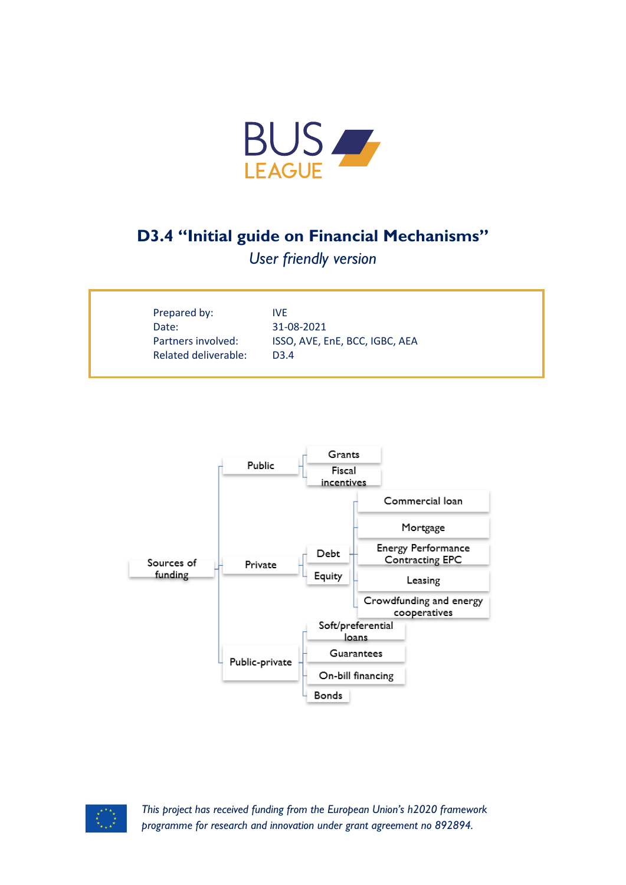BUS LEAGUE

# D3.4 "Initial guide on Financial Mechanisms"

*User friendly version*

| | |
|---|---|
| Prepared by: | IVE |
| Date: | 31-08-2021 |
| Partners involved: | ISSO, AVE, EnE, BCC, IGBC, AEA |
| Related deliverable: | D3.4 |

- Sources of funding
  - Public
    - Grants
    - Fiscal incentives
  - Private
    - Debt
      - Commercial loan
      - Mortgage
      - Energy Performance Contracting EPC
      - Leasing
      - Crowdfunding and energy cooperatives
    - Equity
  - Public-private
    - Soft/preferential loans
    - Guarantees
    - On-bill financing
    - Bonds

*This project has received funding from the European Union's h2020 framework programme for research and innovation under grant agreement no 892894.*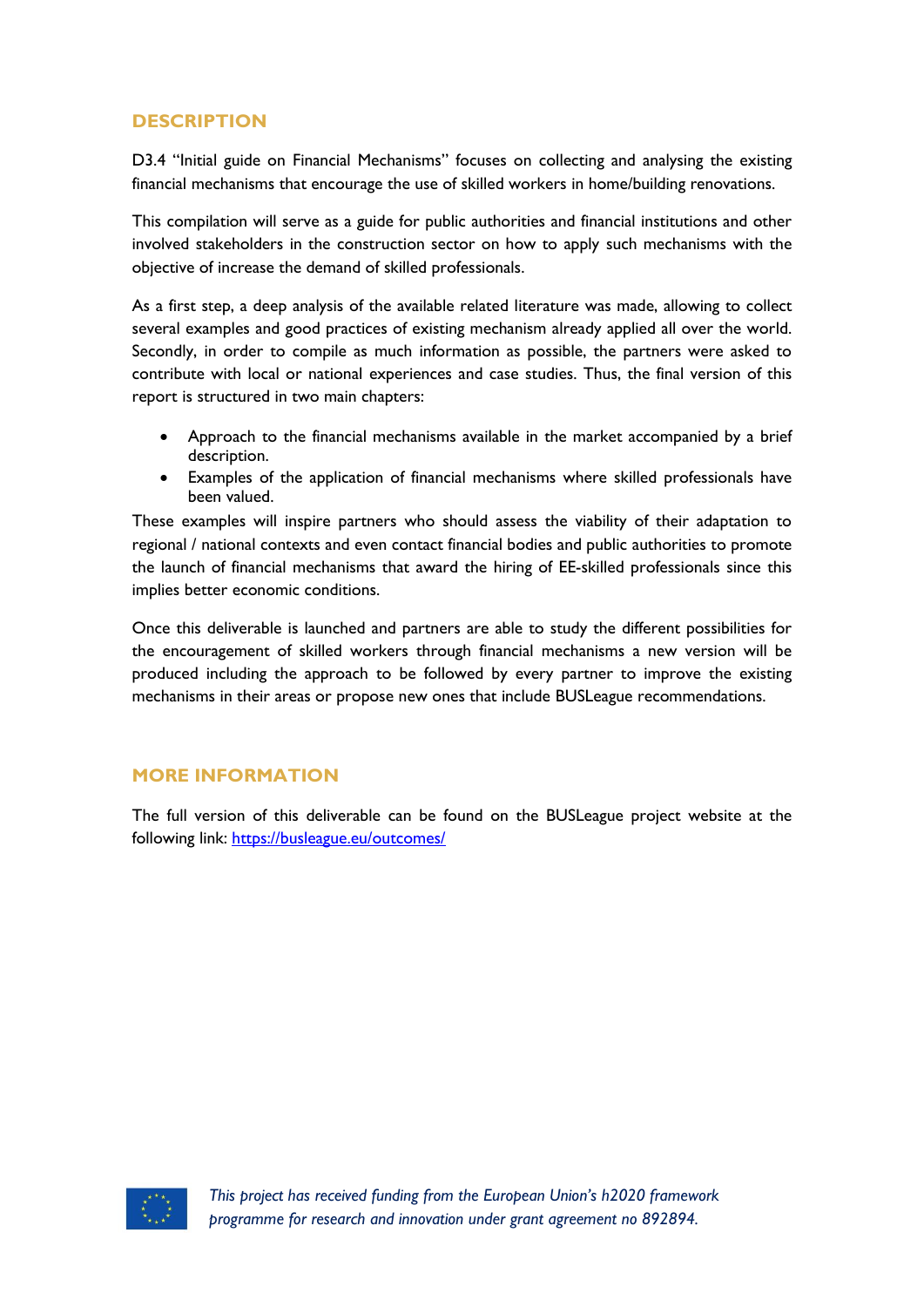## DESCRIPTION

D3.4 "Initial guide on Financial Mechanisms" focuses on collecting and analysing the existing financial mechanisms that encourage the use of skilled workers in home/building renovations.

This compilation will serve as a guide for public authorities and financial institutions and other involved stakeholders in the construction sector on how to apply such mechanisms with the objective of increase the demand of skilled professionals.

As a first step, a deep analysis of the available related literature was made, allowing to collect several examples and good practices of existing mechanism already applied all over the world. Secondly, in order to compile as much information as possible, the partners were asked to contribute with local or national experiences and case studies. Thus, the final version of this report is structured in two main chapters:

- Approach to the financial mechanisms available in the market accompanied by a brief description.
- Examples of the application of financial mechanisms where skilled professionals have been valued.

These examples will inspire partners who should assess the viability of their adaptation to regional / national contexts and even contact financial bodies and public authorities to promote the launch of financial mechanisms that award the hiring of EE-skilled professionals since this implies better economic conditions.

Once this deliverable is launched and partners are able to study the different possibilities for the encouragement of skilled workers through financial mechanisms a new version will be produced including the approach to be followed by every partner to improve the existing mechanisms in their areas or propose new ones that include BUSLeague recommendations.

## MORE INFORMATION

The full version of this deliverable can be found on the BUSLeague project website at the following link: [https://busleague.eu/outcomes/](https://busleague.eu/outcomes/)

*This project has received funding from the European Union's h2020 framework programme for research and innovation under grant agreement no 892894.*